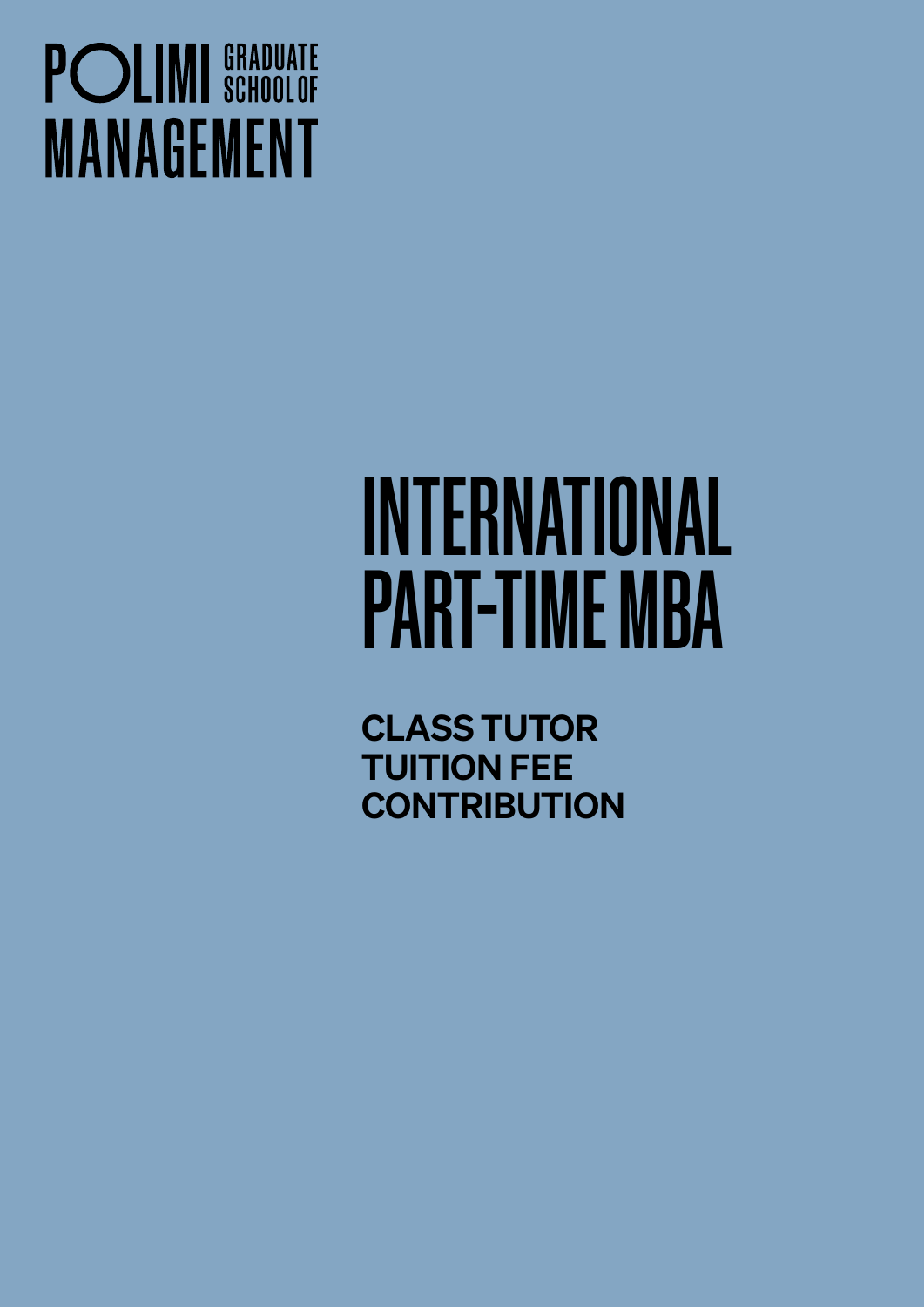POLIMI GRADUATE SCHOOL OF MANAGEMENT

# INTERNATIONAL PART-TIME MBA

**CLASS TUTOR TUITION FEE CONTRIBUTION**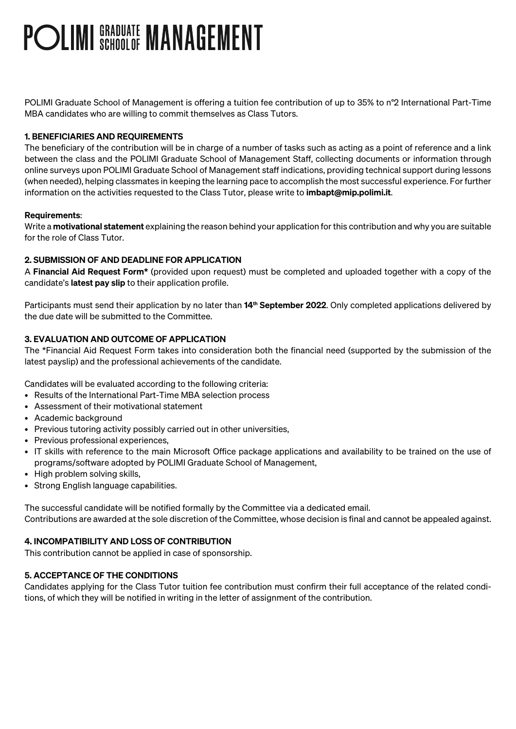# POLIMI GRADUATE SCHOOL OF MANAGEMENT

POLIMI Graduate School of Management is offering a tuition fee contribution of up to 35% to n°2 International Part-Time MBA candidates who are willing to commit themselves as Class Tutors.

## 1. BENEFICIARIES AND REQUIREMENTS

The beneficiary of the contribution will be in charge of a number of tasks such as acting as a point of reference and a link between the class and the POLIMI Graduate School of Management Staff, collecting documents or information through online surveys upon POLIMI Graduate School of Management staff indications, providing technical support during lessons (when needed), helping classmates in keeping the learning pace to accomplish the most successful experience. For further information on the activities requested to the Class Tutor, please write to **imbapt@mip.polimi.it**.

**Requirements**:

Write a **motivational statement** explaining the reason behind your application for this contribution and why you are suitable for the role of Class Tutor.

## 2. SUBMISSION OF AND DEADLINE FOR APPLICATION

A **Financial Aid Request Form*** (provided upon request) must be completed and uploaded together with a copy of the candidate's **latest pay slip** to their application profile.

Participants must send their application by no later than **14th September 2022**. Only completed applications delivered by the due date will be submitted to the Committee.

## 3. EVALUATION AND OUTCOME OF APPLICATION

The *Financial Aid Request Form takes into consideration both the financial need (supported by the submission of the latest payslip) and the professional achievements of the candidate.

Candidates will be evaluated according to the following criteria:

- Results of the International Part-Time MBA selection process
- Assessment of their motivational statement
- Academic background
- Previous tutoring activity possibly carried out in other universities,
- Previous professional experiences,
- IT skills with reference to the main Microsoft Office package applications and availability to be trained on the use of programs/software adopted by POLIMI Graduate School of Management,
- High problem solving skills,
- Strong English language capabilities.

The successful candidate will be notified formally by the Committee via a dedicated email.

Contributions are awarded at the sole discretion of the Committee, whose decision is final and cannot be appealed against.

## 4. INCOMPATIBILITY AND LOSS OF CONTRIBUTION

This contribution cannot be applied in case of sponsorship.

## 5. ACCEPTANCE OF THE CONDITIONS

Candidates applying for the Class Tutor tuition fee contribution must confirm their full acceptance of the related conditions, of which they will be notified in writing in the letter of assignment of the contribution.